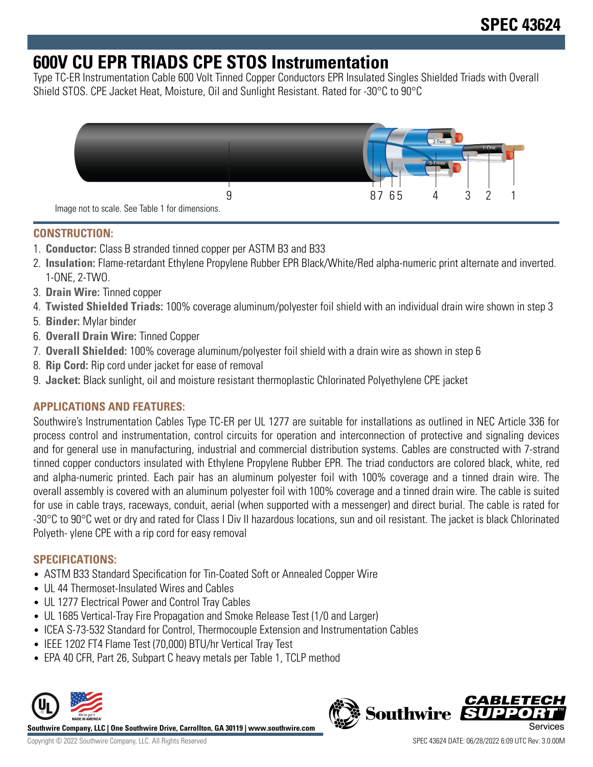# SPEC 43624

# 600V CU EPR TRIADS CPE STOS Instrumentation

Type TC-ER Instrumentation Cable 600 Volt Tinned Copper Conductors EPR Insulated Singles Shielded Triads with Overall Shield STOS. CPE Jacket Heat, Moisture, Oil and Sunlight Resistant. Rated for -30°C to 90°C

Image not to scale. See Table 1 for dimensions.

## CONSTRUCTION:

1. **Conductor:** Class B stranded tinned copper per ASTM B3 and B33
2. **Insulation:** Flame-retardant Ethylene Propylene Rubber EPR Black/White/Red alpha-numeric print alternate and inverted. 1-ONE, 2-TWO.
3. **Drain Wire:** Tinned copper
4. **Twisted Shielded Triads:** 100% coverage aluminum/polyester foil shield with an individual drain wire shown in step 3
5. **Binder:** Mylar binder
6. **Overall Drain Wire:** Tinned Copper
7. **Overall Shielded:** 100% coverage aluminum/polyester foil shield with a drain wire as shown in step 6
8. **Rip Cord:** Rip cord under jacket for ease of removal
9. **Jacket:** Black sunlight, oil and moisture resistant thermoplastic Chlorinated Polyethylene CPE jacket

## APPLICATIONS AND FEATURES:

Southwire's Instrumentation Cables Type TC-ER per UL 1277 are suitable for installations as outlined in NEC Article 336 for process control and instrumentation, control circuits for operation and interconnection of protective and signaling devices and for general use in manufacturing, industrial and commercial distribution systems. Cables are constructed with 7-strand tinned copper conductors insulated with Ethylene Propylene Rubber EPR. The triad conductors are colored black, white, red and alpha-numeric printed. Each pair has an aluminum polyester foil with 100% coverage and a tinned drain wire. The overall assembly is covered with an aluminum polyester foil with 100% coverage and a tinned drain wire. The cable is suited for use in cable trays, raceways, conduit, aerial (when supported with a messenger) and direct burial. The cable is rated for -30°C to 90°C wet or dry and rated for Class I Div II hazardous locations, sun and oil resistant. The jacket is black Chlorinated Polyeth- ylene CPE with a rip cord for easy removal

## SPECIFICATIONS:

- ASTM B33 Standard Specification for Tin-Coated Soft or Annealed Copper Wire
- UL 44 Thermoset-Insulated Wires and Cables
- UL 1277 Electrical Power and Control Tray Cables
- UL 1685 Vertical-Tray Fire Propagation and Smoke Release Test (1/0 and Larger)
- ICEA S-73-532 Standard for Control, Thermocouple Extension and Instrumentation Cables
- IEEE 1202 FT4 Flame Test (70,000) BTU/hr Vertical Tray Test
- EPA 40 CFR, Part 26, Subpart C heavy metals per Table 1, TCLP method

**Southwire Company, LLC | One Southwire Drive, Carrollton, GA 30119 | www.southwire.com**

Copyright © 2022 Southwire Company, LLC. All Rights Reserved

SPEC 43624 DATE: 06/28/2022 6:09 UTC Rev: 3.0.00M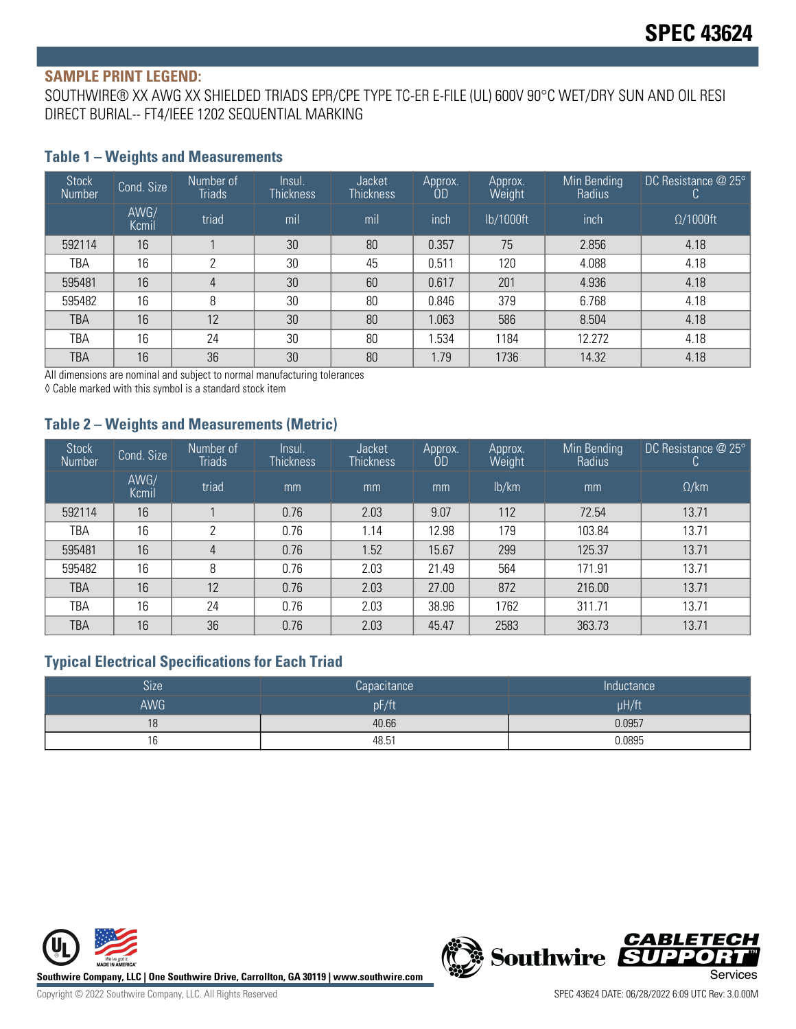# SPEC 43624

**SAMPLE PRINT LEGEND:**

SOUTHWIRE® XX AWG XX SHIELDED TRIADS EPR/CPE TYPE TC-ER E-FILE (UL) 600V 90°C WET/DRY SUN AND OIL RESI DIRECT BURIAL-- FT4/IEEE 1202 SEQUENTIAL MARKING

## Table 1 – Weights and Measurements

| Stock Number | Cond. Size | Number of Triads | Insul. Thickness | Jacket Thickness | Approx. OD | Approx. Weight | Min Bending Radius | DC Resistance @ 25° C |
|---|---|---|---|---|---|---|---|---|
| | AWG/ Kcmil | triad | mil | mil | inch | lb/1000ft | inch | Ω/1000ft |
| 592114 | 16 | 1 | 30 | 80 | 0.357 | 75 | 2.856 | 4.18 |
| TBA | 16 | 2 | 30 | 45 | 0.511 | 120 | 4.088 | 4.18 |
| 595481 | 16 | 4 | 30 | 60 | 0.617 | 201 | 4.936 | 4.18 |
| 595482 | 16 | 8 | 30 | 80 | 0.846 | 379 | 6.768 | 4.18 |
| TBA | 16 | 12 | 30 | 80 | 1.063 | 586 | 8.504 | 4.18 |
| TBA | 16 | 24 | 30 | 80 | 1.534 | 1184 | 12.272 | 4.18 |
| TBA | 16 | 36 | 30 | 80 | 1.79 | 1736 | 14.32 | 4.18 |

All dimensions are nominal and subject to normal manufacturing tolerances

◊ Cable marked with this symbol is a standard stock item

## Table 2 – Weights and Measurements (Metric)

| Stock Number | Cond. Size | Number of Triads | Insul. Thickness | Jacket Thickness | Approx. OD | Approx. Weight | Min Bending Radius | DC Resistance @ 25° C |
|---|---|---|---|---|---|---|---|---|
| | AWG/ Kcmil | triad | mm | mm | mm | lb/km | mm | Ω/km |
| 592114 | 16 | 1 | 0.76 | 2.03 | 9.07 | 112 | 72.54 | 13.71 |
| TBA | 16 | 2 | 0.76 | 1.14 | 12.98 | 179 | 103.84 | 13.71 |
| 595481 | 16 | 4 | 0.76 | 1.52 | 15.67 | 299 | 125.37 | 13.71 |
| 595482 | 16 | 8 | 0.76 | 2.03 | 21.49 | 564 | 171.91 | 13.71 |
| TBA | 16 | 12 | 0.76 | 2.03 | 27.00 | 872 | 216.00 | 13.71 |
| TBA | 16 | 24 | 0.76 | 2.03 | 38.96 | 1762 | 311.71 | 13.71 |
| TBA | 16 | 36 | 0.76 | 2.03 | 45.47 | 2583 | 363.73 | 13.71 |

## Typical Electrical Specifications for Each Triad

| Size | Capacitance | Inductance |
|---|---|---|
| AWG | pF/ft | μH/ft |
| 18 | 40.66 | 0.0957 |
| 16 | 48.51 | 0.0895 |

Southwire Company, LLC | One Southwire Drive, Carrollton, GA 30119 | www.southwire.com

Copyright © 2022 Southwire Company, LLC. All Rights Reserved

SPEC 43624 DATE: 06/28/2022 6:09 UTC Rev: 3.0.00M